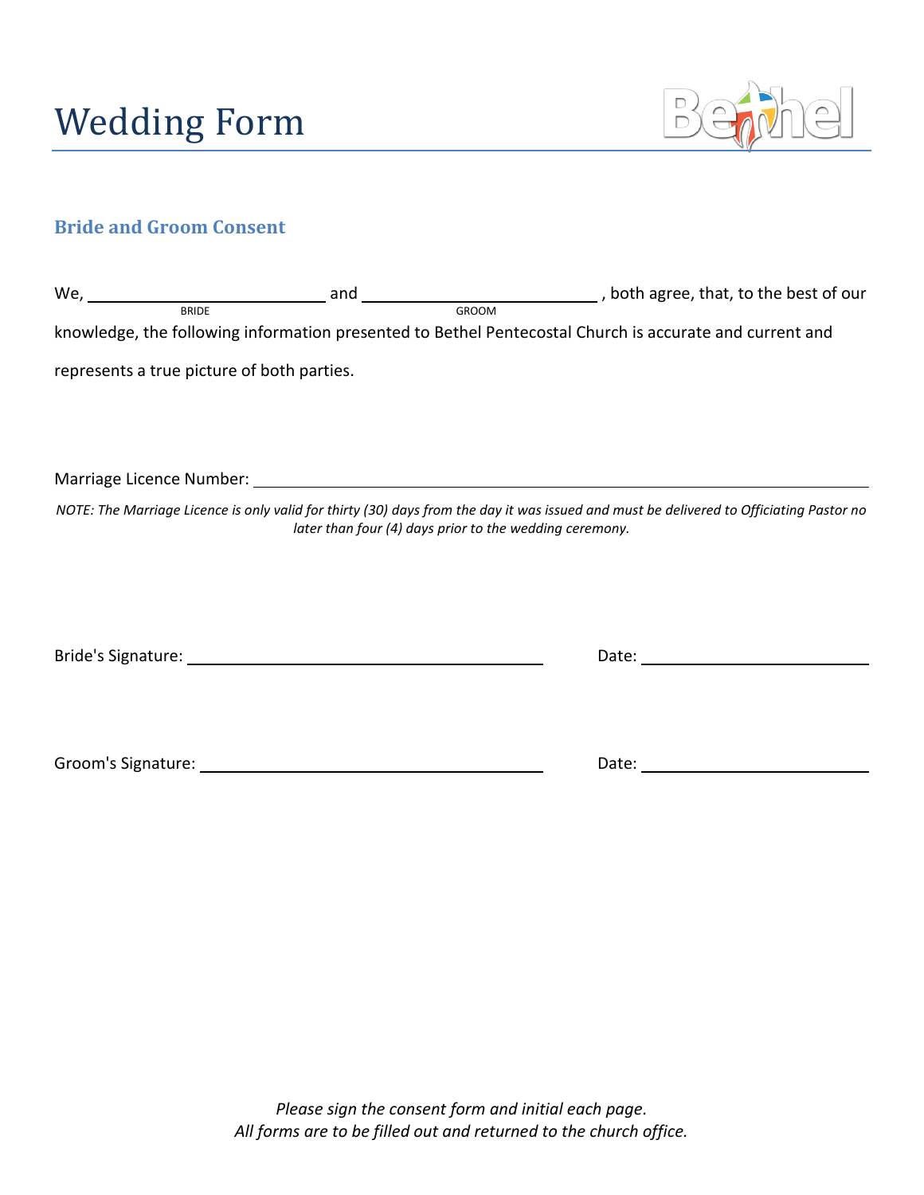# Wedding Form

## Bride and Groom Consent

We, ____________________________ and ____________________________ , both agree, that, to the best of our
BRIDE GROOM

knowledge, the following information presented to Bethel Pentecostal Church is accurate and current and represents a true picture of both parties.

Marriage Licence Number: ____________________________________________

*NOTE: The Marriage Licence is only valid for thirty (30) days from the day it was issued and must be delivered to Officiating Pastor no later than four (4) days prior to the wedding ceremony.*

Bride's Signature: ________________________________ Date: ____________________

Groom's Signature: ________________________________ Date: ____________________

*Please sign the consent form and initial each page.*
*All forms are to be filled out and returned to the church office.*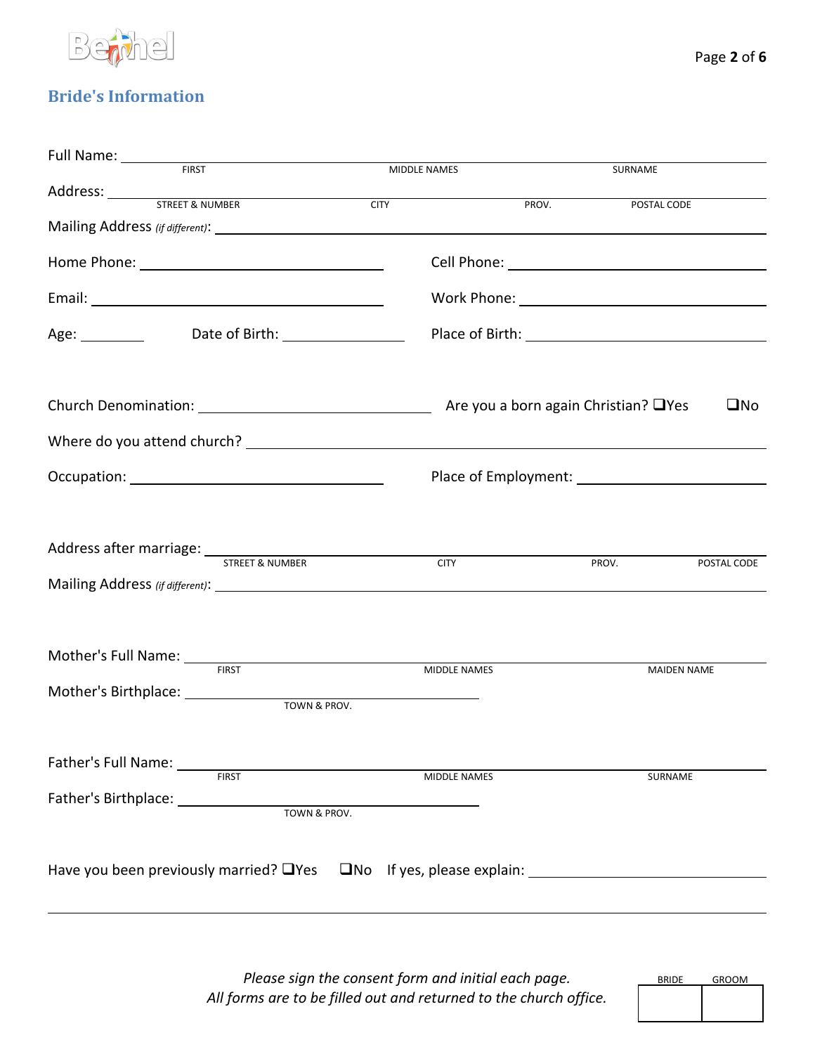## Bride's Information

Full Name: ______________________________________________________________
FIRST MIDDLE NAMES SURNAME

Address: ______________________________________________________________
STREET & NUMBER CITY PROV. POSTAL CODE

Mailing Address *(if different)*: ______________________________________________

Home Phone: ______________________ Cell Phone: ______________________

Email: ______________________ Work Phone: ______________________

Age: ________ Date of Birth: ______________ Place of Birth: ______________________

Church Denomination: ______________________ Are you a born again Christian? ❑Yes ❑No

Where do you attend church? ______________________________________________

Occupation: ______________________ Place of Employment: ______________________

Address after marriage: ______________________________________________________
STREET & NUMBER CITY PROV. POSTAL CODE

Mailing Address *(if different)*: ______________________________________________

Mother's Full Name: ______________________________________________________
FIRST MIDDLE NAMES MAIDEN NAME

Mother's Birthplace: ______________________
TOWN & PROV.

Father's Full Name: ______________________________________________________
FIRST MIDDLE NAMES SURNAME

Father's Birthplace: ______________________
TOWN & PROV.

Have you been previously married? ❑Yes ❑No If yes, please explain: ______________________

______________________________________________________________________

*Please sign the consent form and initial each page.*
*All forms are to be filled out and returned to the church office.*

| BRIDE | GROOM |
|---|---|
| | |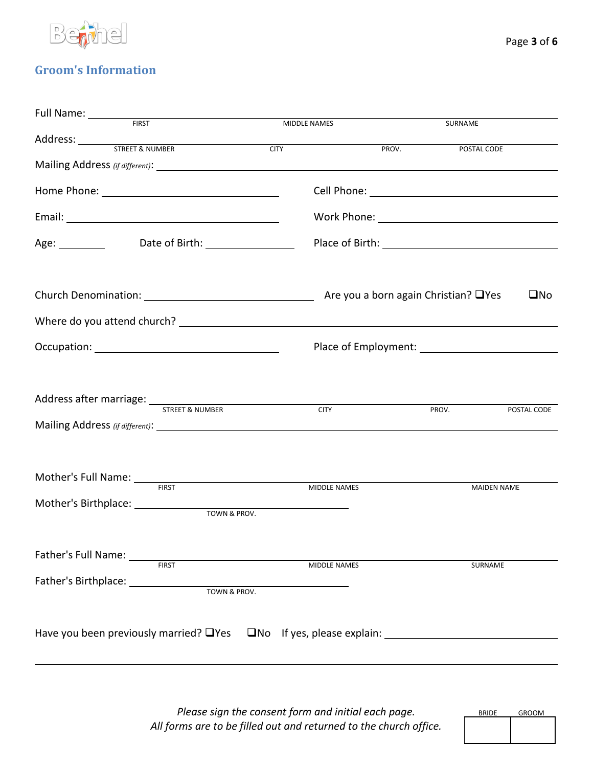## Groom's Information

Full Name: ______________________________________________________________
FIRST MIDDLE NAMES SURNAME

Address: ______________________________________________________________
STREET & NUMBER CITY PROV. POSTAL CODE

Mailing Address *(if different)*: ______________________________________________

Home Phone: ____________________________ Cell Phone: ____________________________

Email: ____________________________ Work Phone: ____________________________

Age: ________ Date of Birth: ______________ Place of Birth: ____________________________

Church Denomination: ____________________________ Are you a born again Christian? ❑Yes ❑No

Where do you attend church? ______________________________________________

Occupation: ____________________________ Place of Employment: ____________________________

Address after marriage: ______________________________________________________________
STREET & NUMBER CITY PROV. POSTAL CODE

Mailing Address *(if different)*: ______________________________________________

Mother's Full Name: ______________________________________________________________
FIRST MIDDLE NAMES MAIDEN NAME

Mother's Birthplace: ____________________________
TOWN & PROV.

Father's Full Name: ______________________________________________________________
FIRST MIDDLE NAMES SURNAME

Father's Birthplace: ____________________________
TOWN & PROV.

Have you been previously married? ❑Yes ❑No If yes, please explain: ____________________________

______________________________________________________________________________

*Please sign the consent form and initial each page.*
*All forms are to be filled out and returned to the church office.*

| BRIDE | GROOM |
| --- | --- |
| | |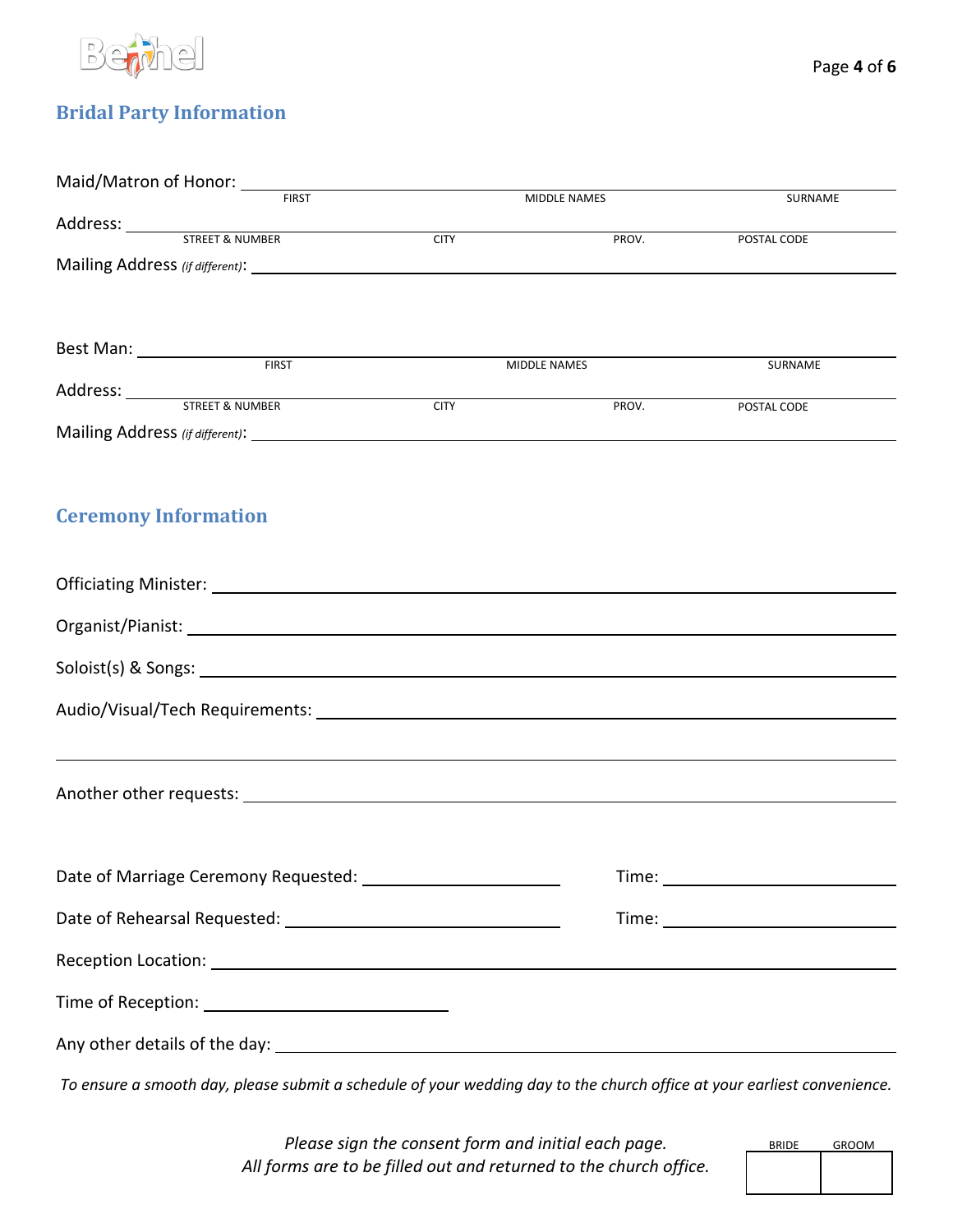## Bridal Party Information

Maid/Matron of Honor: ______________________________________________

FIRST | MIDDLE NAMES | SURNAME

Address: ______________________________________________

STREET & NUMBER | CITY | PROV. | POSTAL CODE

Mailing Address *(if different)*: ______________________________________________

Best Man: ______________________________________________

FIRST | MIDDLE NAMES | SURNAME

Address: ______________________________________________

STREET & NUMBER | CITY | PROV. | POSTAL CODE

Mailing Address *(if different)*: ______________________________________________

## Ceremony Information

Officiating Minister: ______________________________________________

Organist/Pianist: ______________________________________________

Soloist(s) & Songs: ______________________________________________

Audio/Visual/Tech Requirements: ______________________________________________

______________________________________________

Another other requests: ______________________________________________

Date of Marriage Ceremony Requested: ____________________ Time: ____________________

Date of Rehearsal Requested: ____________________ Time: ____________________

Reception Location: ______________________________________________

Time of Reception: ____________________

Any other details of the day: ______________________________________________

*To ensure a smooth day, please submit a schedule of your wedding day to the church office at your earliest convenience.*

*Please sign the consent form and initial each page.*
*All forms are to be filled out and returned to the church office.*

| BRIDE | GROOM |
|---|---|
| | |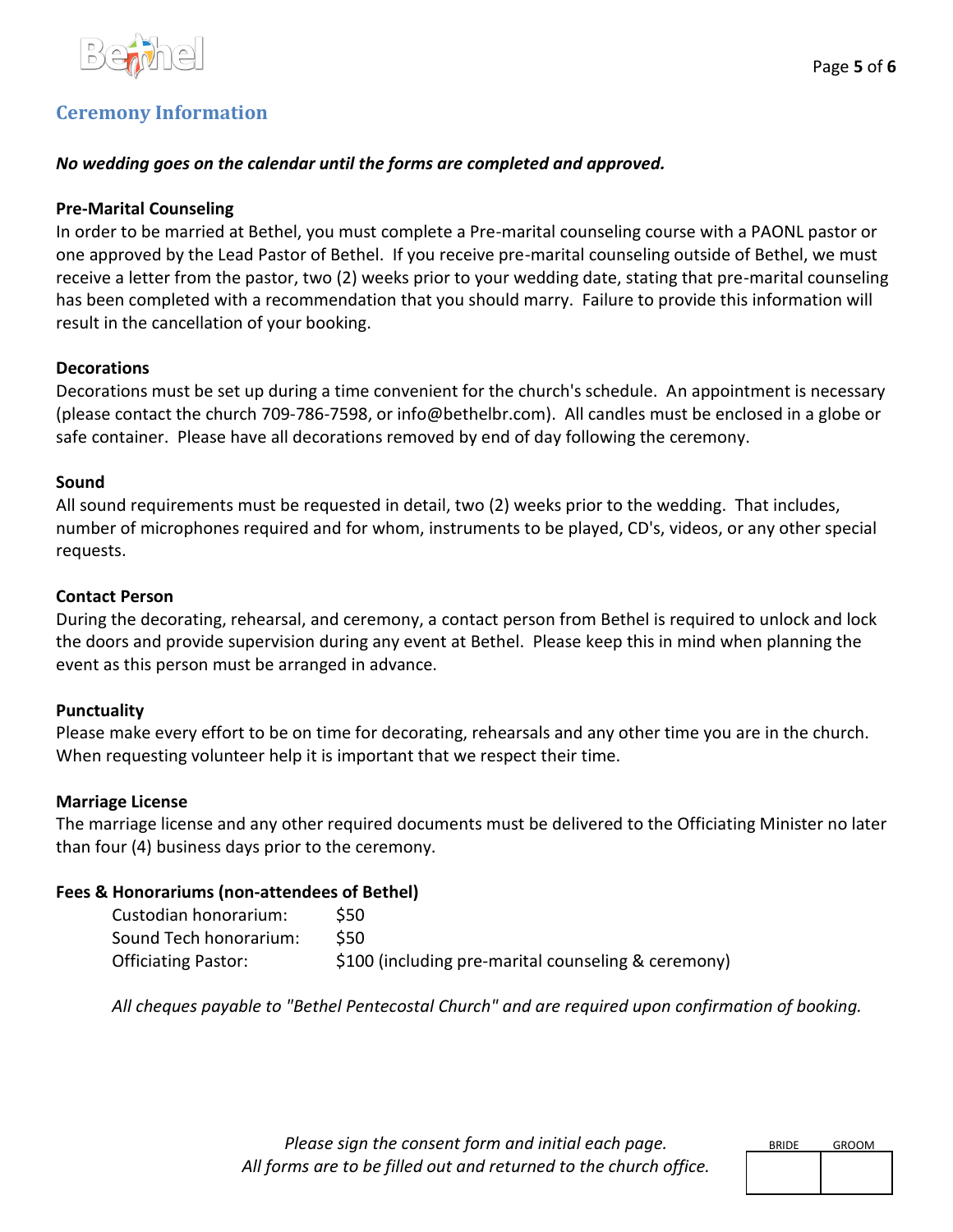## Ceremony Information

***No wedding goes on the calendar until the forms are completed and approved.***

**Pre-Marital Counseling**

In order to be married at Bethel, you must complete a Pre-marital counseling course with a PAONL pastor or one approved by the Lead Pastor of Bethel. If you receive pre-marital counseling outside of Bethel, we must receive a letter from the pastor, two (2) weeks prior to your wedding date, stating that pre-marital counseling has been completed with a recommendation that you should marry. Failure to provide this information will result in the cancellation of your booking.

**Decorations**

Decorations must be set up during a time convenient for the church's schedule. An appointment is necessary (please contact the church 709-786-7598, or info@bethelbr.com). All candles must be enclosed in a globe or safe container. Please have all decorations removed by end of day following the ceremony.

**Sound**

All sound requirements must be requested in detail, two (2) weeks prior to the wedding. That includes, number of microphones required and for whom, instruments to be played, CD's, videos, or any other special requests.

**Contact Person**

During the decorating, rehearsal, and ceremony, a contact person from Bethel is required to unlock and lock the doors and provide supervision during any event at Bethel. Please keep this in mind when planning the event as this person must be arranged in advance.

**Punctuality**

Please make every effort to be on time for decorating, rehearsals and any other time you are in the church. When requesting volunteer help it is important that we respect their time.

**Marriage License**

The marriage license and any other required documents must be delivered to the Officiating Minister no later than four (4) business days prior to the ceremony.

**Fees & Honorariums (non-attendees of Bethel)**

| | |
|---|---|
| Custodian honorarium: | $50 |
| Sound Tech honorarium: | $50 |
| Officiating Pastor: | $100 (including pre-marital counseling & ceremony) |

*All cheques payable to "Bethel Pentecostal Church" and are required upon confirmation of booking.*

*Please sign the consent form and initial each page.*
*All forms are to be filled out and returned to the church office.*

| BRIDE | GROOM |
|---|---|
| | |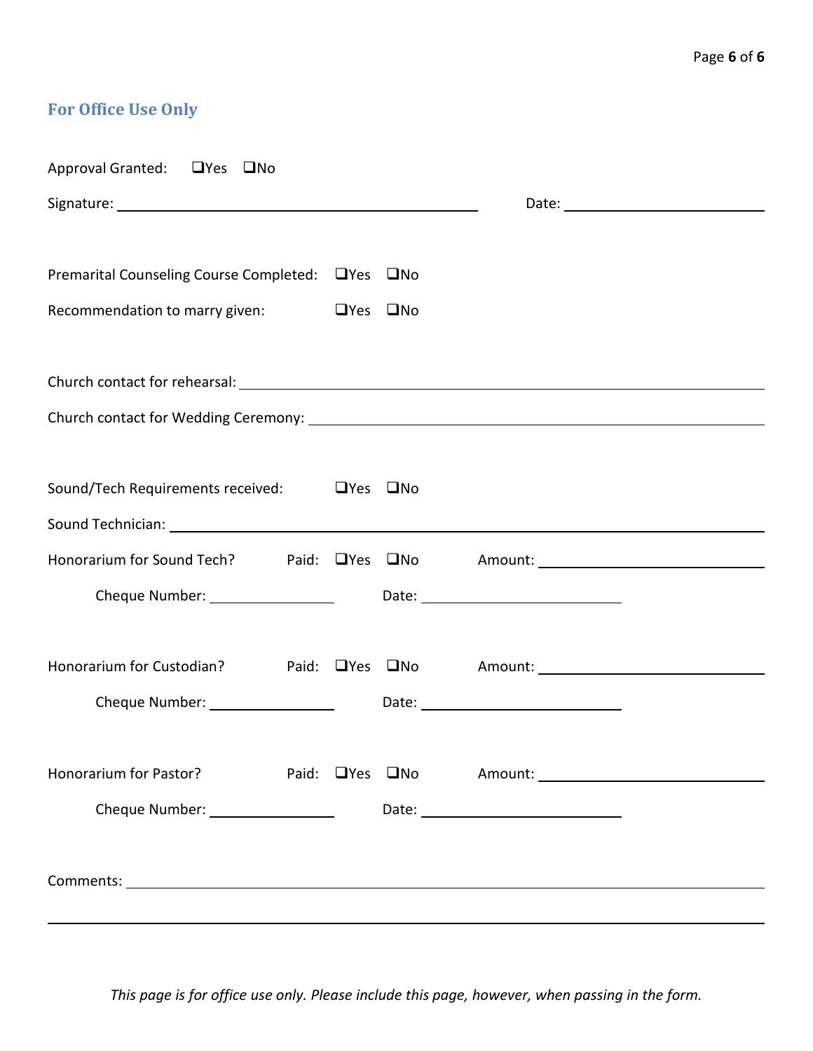## For Office Use Only

Approval Granted: ❑Yes ❑No

Signature: ______________________________ Date: ____________________

Premarital Counseling Course Completed: ❑Yes ❑No

Recommendation to marry given: ❑Yes ❑No

Church contact for rehearsal: ______________________________

Church contact for Wedding Ceremony: ______________________________

Sound/Tech Requirements received: ❑Yes ❑No

Sound Technician: ______________________________

Honorarium for Sound Tech? Paid: ❑Yes ❑No Amount: ____________________

Cheque Number: ____________ Date: ____________________

Honorarium for Custodian? Paid: ❑Yes ❑No Amount: ____________________

Cheque Number: ____________ Date: ____________________

Honorarium for Pastor? Paid: ❑Yes ❑No Amount: ____________________

Cheque Number: ____________ Date: ____________________

Comments: ______________________________

______________________________

*This page is for office use only. Please include this page, however, when passing in the form.*